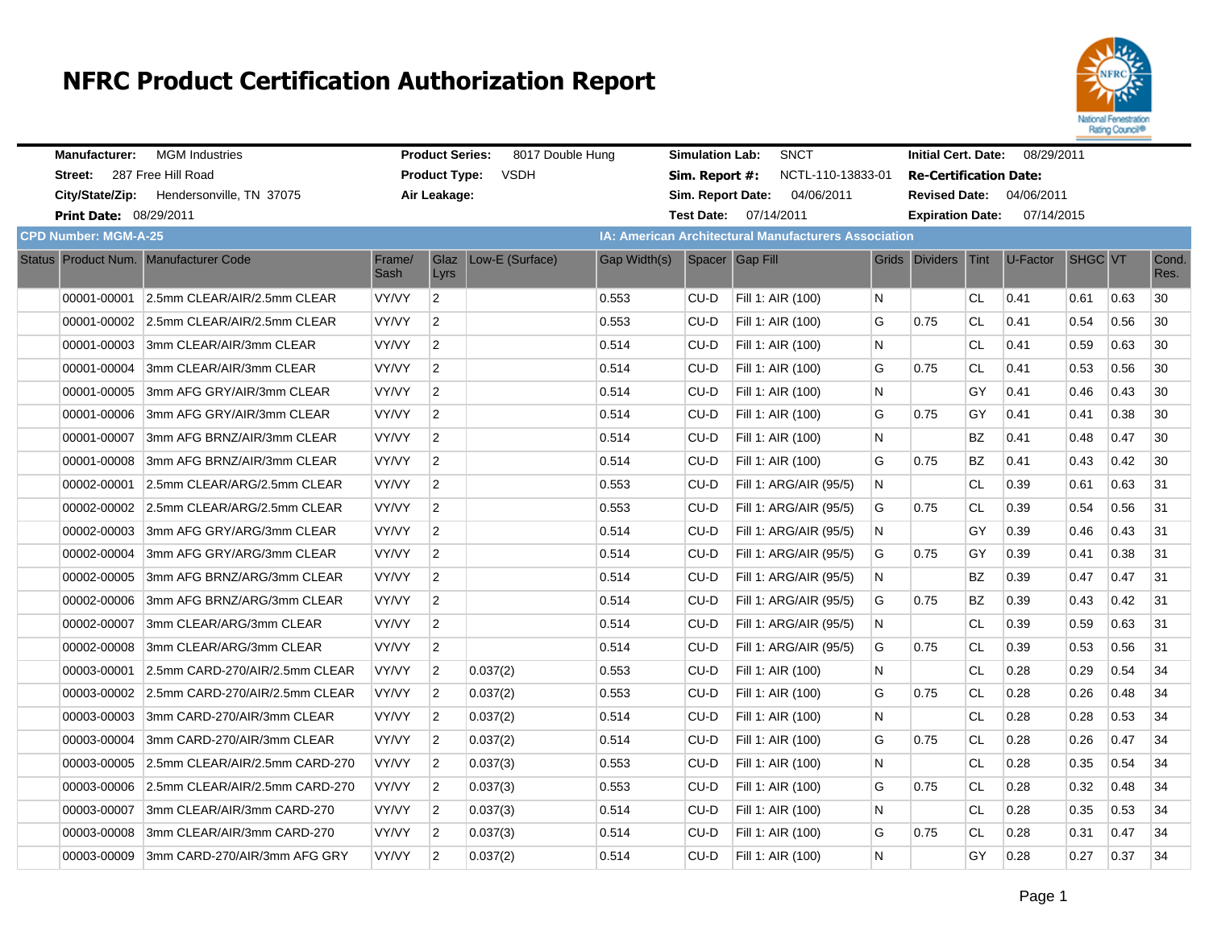# NFRC Product Certification Authorization Report

| | | | | | | | |
|---|---|---|---|---|---|---|---|
| **Manufacturer:** | MGM Industries | **Product Series:** | 8017 Double Hung | **Simulation Lab:** | SNCT | **Initial Cert. Date:** | 08/29/2011 |
| **Street:** | 287 Free Hill Road | **Product Type:** | VSDH | **Sim. Report #:** | NCTL-110-13833-01 | **Re-Certification Date:** | |
| **City/State/Zip:** | Hendersonville, TN 37075 | **Air Leakage:** | | **Sim. Report Date:** | 04/06/2011 | **Revised Date:** | 04/06/2011 |
| **Print Date:** | 08/29/2011 | | | **Test Date:** | 07/14/2011 | **Expiration Date:** | 07/14/2015 |

**CPD Number: MGM-A-25** — **IA: American Architectural Manufacturers Association**

| Status | Product Num. | Manufacturer Code | Frame/ Sash | Glaz Lyrs | Low-E (Surface) | Gap Width(s) | Spacer | Gap Fill | Grids | Dividers | Tint | U-Factor | SHGC | VT | Cond. Res. |
|---|---|---|---|---|---|---|---|---|---|---|---|---|---|---|---|
| | 00001-00001 | 2.5mm CLEAR/AIR/2.5mm CLEAR | VY/VY | 2 | | 0.553 | CU-D | Fill 1: AIR (100) | N | | CL | 0.41 | 0.61 | 0.63 | 30 |
| | 00001-00002 | 2.5mm CLEAR/AIR/2.5mm CLEAR | VY/VY | 2 | | 0.553 | CU-D | Fill 1: AIR (100) | G | 0.75 | CL | 0.41 | 0.54 | 0.56 | 30 |
| | 00001-00003 | 3mm CLEAR/AIR/3mm CLEAR | VY/VY | 2 | | 0.514 | CU-D | Fill 1: AIR (100) | N | | CL | 0.41 | 0.59 | 0.63 | 30 |
| | 00001-00004 | 3mm CLEAR/AIR/3mm CLEAR | VY/VY | 2 | | 0.514 | CU-D | Fill 1: AIR (100) | G | 0.75 | CL | 0.41 | 0.53 | 0.56 | 30 |
| | 00001-00005 | 3mm AFG GRY/AIR/3mm CLEAR | VY/VY | 2 | | 0.514 | CU-D | Fill 1: AIR (100) | N | | GY | 0.41 | 0.46 | 0.43 | 30 |
| | 00001-00006 | 3mm AFG GRY/AIR/3mm CLEAR | VY/VY | 2 | | 0.514 | CU-D | Fill 1: AIR (100) | G | 0.75 | GY | 0.41 | 0.41 | 0.38 | 30 |
| | 00001-00007 | 3mm AFG BRNZ/AIR/3mm CLEAR | VY/VY | 2 | | 0.514 | CU-D | Fill 1: AIR (100) | N | | BZ | 0.41 | 0.48 | 0.47 | 30 |
| | 00001-00008 | 3mm AFG BRNZ/AIR/3mm CLEAR | VY/VY | 2 | | 0.514 | CU-D | Fill 1: AIR (100) | G | 0.75 | BZ | 0.41 | 0.43 | 0.42 | 30 |
| | 00002-00001 | 2.5mm CLEAR/ARG/2.5mm CLEAR | VY/VY | 2 | | 0.553 | CU-D | Fill 1: ARG/AIR (95/5) | N | | CL | 0.39 | 0.61 | 0.63 | 31 |
| | 00002-00002 | 2.5mm CLEAR/ARG/2.5mm CLEAR | VY/VY | 2 | | 0.553 | CU-D | Fill 1: ARG/AIR (95/5) | G | 0.75 | CL | 0.39 | 0.54 | 0.56 | 31 |
| | 00002-00003 | 3mm AFG GRY/ARG/3mm CLEAR | VY/VY | 2 | | 0.514 | CU-D | Fill 1: ARG/AIR (95/5) | N | | GY | 0.39 | 0.46 | 0.43 | 31 |
| | 00002-00004 | 3mm AFG GRY/ARG/3mm CLEAR | VY/VY | 2 | | 0.514 | CU-D | Fill 1: ARG/AIR (95/5) | G | 0.75 | GY | 0.39 | 0.41 | 0.38 | 31 |
| | 00002-00005 | 3mm AFG BRNZ/ARG/3mm CLEAR | VY/VY | 2 | | 0.514 | CU-D | Fill 1: ARG/AIR (95/5) | N | | BZ | 0.39 | 0.47 | 0.47 | 31 |
| | 00002-00006 | 3mm AFG BRNZ/ARG/3mm CLEAR | VY/VY | 2 | | 0.514 | CU-D | Fill 1: ARG/AIR (95/5) | G | 0.75 | BZ | 0.39 | 0.43 | 0.42 | 31 |
| | 00002-00007 | 3mm CLEAR/ARG/3mm CLEAR | VY/VY | 2 | | 0.514 | CU-D | Fill 1: ARG/AIR (95/5) | N | | CL | 0.39 | 0.59 | 0.63 | 31 |
| | 00002-00008 | 3mm CLEAR/ARG/3mm CLEAR | VY/VY | 2 | | 0.514 | CU-D | Fill 1: ARG/AIR (95/5) | G | 0.75 | CL | 0.39 | 0.53 | 0.56 | 31 |
| | 00003-00001 | 2.5mm CARD-270/AIR/2.5mm CLEAR | VY/VY | 2 | 0.037(2) | 0.553 | CU-D | Fill 1: AIR (100) | N | | CL | 0.28 | 0.29 | 0.54 | 34 |
| | 00003-00002 | 2.5mm CARD-270/AIR/2.5mm CLEAR | VY/VY | 2 | 0.037(2) | 0.553 | CU-D | Fill 1: AIR (100) | G | 0.75 | CL | 0.28 | 0.26 | 0.48 | 34 |
| | 00003-00003 | 3mm CARD-270/AIR/3mm CLEAR | VY/VY | 2 | 0.037(2) | 0.514 | CU-D | Fill 1: AIR (100) | N | | CL | 0.28 | 0.28 | 0.53 | 34 |
| | 00003-00004 | 3mm CARD-270/AIR/3mm CLEAR | VY/VY | 2 | 0.037(2) | 0.514 | CU-D | Fill 1: AIR (100) | G | 0.75 | CL | 0.28 | 0.26 | 0.47 | 34 |
| | 00003-00005 | 2.5mm CLEAR/AIR/2.5mm CARD-270 | VY/VY | 2 | 0.037(3) | 0.553 | CU-D | Fill 1: AIR (100) | N | | CL | 0.28 | 0.35 | 0.54 | 34 |
| | 00003-00006 | 2.5mm CLEAR/AIR/2.5mm CARD-270 | VY/VY | 2 | 0.037(3) | 0.553 | CU-D | Fill 1: AIR (100) | G | 0.75 | CL | 0.28 | 0.32 | 0.48 | 34 |
| | 00003-00007 | 3mm CLEAR/AIR/3mm CARD-270 | VY/VY | 2 | 0.037(3) | 0.514 | CU-D | Fill 1: AIR (100) | N | | CL | 0.28 | 0.35 | 0.53 | 34 |
| | 00003-00008 | 3mm CLEAR/AIR/3mm CARD-270 | VY/VY | 2 | 0.037(3) | 0.514 | CU-D | Fill 1: AIR (100) | G | 0.75 | CL | 0.28 | 0.31 | 0.47 | 34 |
| | 00003-00009 | 3mm CARD-270/AIR/3mm AFG GRY | VY/VY | 2 | 0.037(2) | 0.514 | CU-D | Fill 1: AIR (100) | N | | GY | 0.28 | 0.27 | 0.37 | 34 |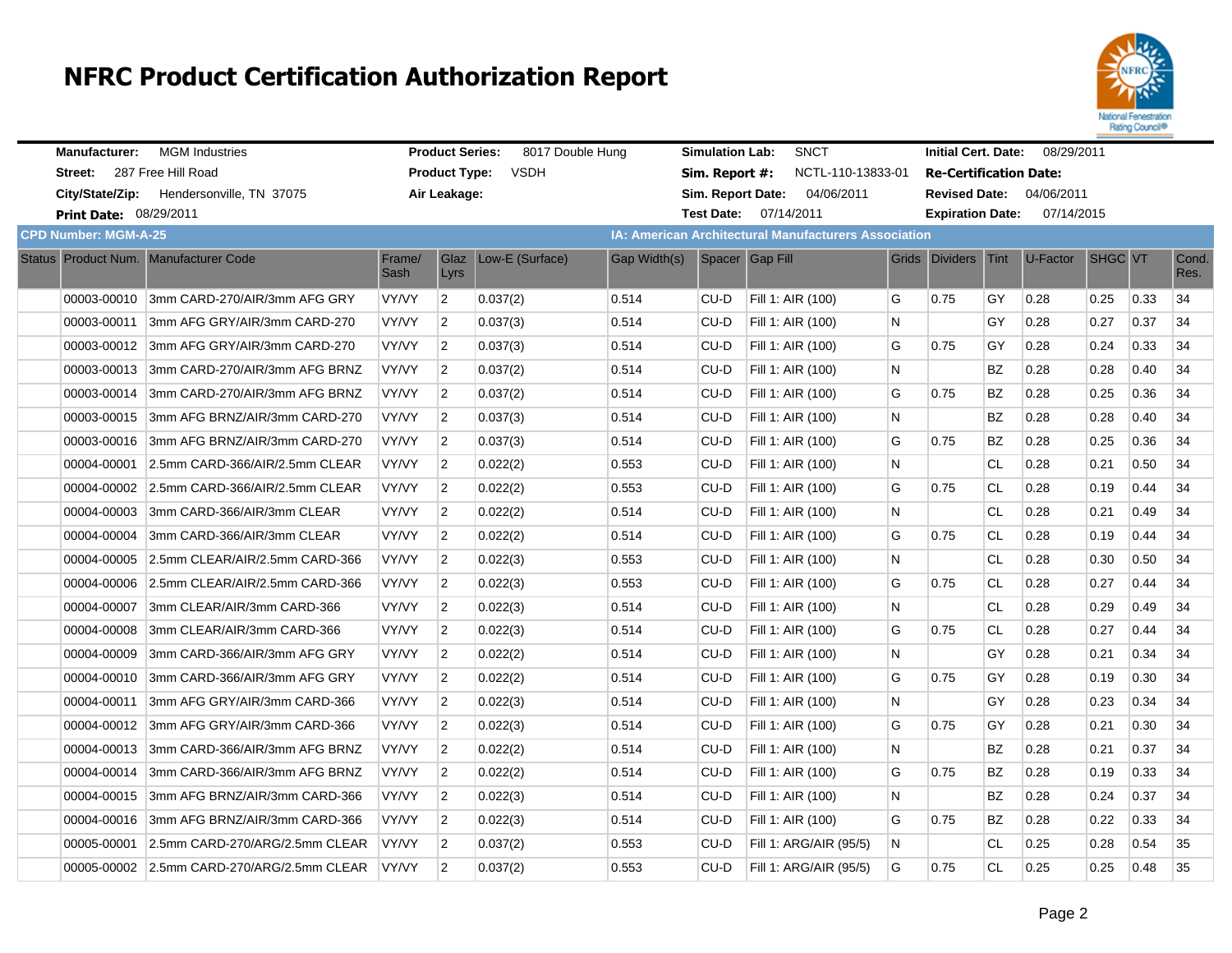# NFRC Product Certification Authorization Report

| | | | | | | | |
|---|---|---|---|---|---|---|---|
| **Manufacturer:** | MGM Industries | **Product Series:** | 8017 Double Hung | **Simulation Lab:** | SNCT | **Initial Cert. Date:** | 08/29/2011 |
| **Street:** | 287 Free Hill Road | **Product Type:** | VSDH | **Sim. Report #:** | NCTL-110-13833-01 | **Re-Certification Date:** | |
| **City/State/Zip:** | Hendersonville, TN 37075 | **Air Leakage:** | | **Sim. Report Date:** | 04/06/2011 | **Revised Date:** | 04/06/2011 |
| **Print Date:** | 08/29/2011 | | | **Test Date:** | 07/14/2011 | **Expiration Date:** | 07/14/2015 |

**CPD Number: MGM-A-25** — **IA: American Architectural Manufacturers Association**

| Status | Product Num. | Manufacturer Code | Frame/ Sash | Glaz Lyrs | Low-E (Surface) | Gap Width(s) | Spacer | Gap Fill | Grids | Dividers | Tint | U-Factor | SHGC | VT | Cond. Res. |
|---|---|---|---|---|---|---|---|---|---|---|---|---|---|---|---|
| | 00003-00010 | 3mm CARD-270/AIR/3mm AFG GRY | VY/VY | 2 | 0.037(2) | 0.514 | CU-D | Fill 1: AIR (100) | G | 0.75 | GY | 0.28 | 0.25 | 0.33 | 34 |
| | 00003-00011 | 3mm AFG GRY/AIR/3mm CARD-270 | VY/VY | 2 | 0.037(3) | 0.514 | CU-D | Fill 1: AIR (100) | N | | GY | 0.28 | 0.27 | 0.37 | 34 |
| | 00003-00012 | 3mm AFG GRY/AIR/3mm CARD-270 | VY/VY | 2 | 0.037(3) | 0.514 | CU-D | Fill 1: AIR (100) | G | 0.75 | GY | 0.28 | 0.24 | 0.33 | 34 |
| | 00003-00013 | 3mm CARD-270/AIR/3mm AFG BRNZ | VY/VY | 2 | 0.037(2) | 0.514 | CU-D | Fill 1: AIR (100) | N | | BZ | 0.28 | 0.28 | 0.40 | 34 |
| | 00003-00014 | 3mm CARD-270/AIR/3mm AFG BRNZ | VY/VY | 2 | 0.037(2) | 0.514 | CU-D | Fill 1: AIR (100) | G | 0.75 | BZ | 0.28 | 0.25 | 0.36 | 34 |
| | 00003-00015 | 3mm AFG BRNZ/AIR/3mm CARD-270 | VY/VY | 2 | 0.037(3) | 0.514 | CU-D | Fill 1: AIR (100) | N | | BZ | 0.28 | 0.28 | 0.40 | 34 |
| | 00003-00016 | 3mm AFG BRNZ/AIR/3mm CARD-270 | VY/VY | 2 | 0.037(3) | 0.514 | CU-D | Fill 1: AIR (100) | G | 0.75 | BZ | 0.28 | 0.25 | 0.36 | 34 |
| | 00004-00001 | 2.5mm CARD-366/AIR/2.5mm CLEAR | VY/VY | 2 | 0.022(2) | 0.553 | CU-D | Fill 1: AIR (100) | N | | CL | 0.28 | 0.21 | 0.50 | 34 |
| | 00004-00002 | 2.5mm CARD-366/AIR/2.5mm CLEAR | VY/VY | 2 | 0.022(2) | 0.553 | CU-D | Fill 1: AIR (100) | G | 0.75 | CL | 0.28 | 0.19 | 0.44 | 34 |
| | 00004-00003 | 3mm CARD-366/AIR/3mm CLEAR | VY/VY | 2 | 0.022(2) | 0.514 | CU-D | Fill 1: AIR (100) | N | | CL | 0.28 | 0.21 | 0.49 | 34 |
| | 00004-00004 | 3mm CARD-366/AIR/3mm CLEAR | VY/VY | 2 | 0.022(2) | 0.514 | CU-D | Fill 1: AIR (100) | G | 0.75 | CL | 0.28 | 0.19 | 0.44 | 34 |
| | 00004-00005 | 2.5mm CLEAR/AIR/2.5mm CARD-366 | VY/VY | 2 | 0.022(3) | 0.553 | CU-D | Fill 1: AIR (100) | N | | CL | 0.28 | 0.30 | 0.50 | 34 |
| | 00004-00006 | 2.5mm CLEAR/AIR/2.5mm CARD-366 | VY/VY | 2 | 0.022(3) | 0.553 | CU-D | Fill 1: AIR (100) | G | 0.75 | CL | 0.28 | 0.27 | 0.44 | 34 |
| | 00004-00007 | 3mm CLEAR/AIR/3mm CARD-366 | VY/VY | 2 | 0.022(3) | 0.514 | CU-D | Fill 1: AIR (100) | N | | CL | 0.28 | 0.29 | 0.49 | 34 |
| | 00004-00008 | 3mm CLEAR/AIR/3mm CARD-366 | VY/VY | 2 | 0.022(3) | 0.514 | CU-D | Fill 1: AIR (100) | G | 0.75 | CL | 0.28 | 0.27 | 0.44 | 34 |
| | 00004-00009 | 3mm CARD-366/AIR/3mm AFG GRY | VY/VY | 2 | 0.022(2) | 0.514 | CU-D | Fill 1: AIR (100) | N | | GY | 0.28 | 0.21 | 0.34 | 34 |
| | 00004-00010 | 3mm CARD-366/AIR/3mm AFG GRY | VY/VY | 2 | 0.022(2) | 0.514 | CU-D | Fill 1: AIR (100) | G | 0.75 | GY | 0.28 | 0.19 | 0.30 | 34 |
| | 00004-00011 | 3mm AFG GRY/AIR/3mm CARD-366 | VY/VY | 2 | 0.022(3) | 0.514 | CU-D | Fill 1: AIR (100) | N | | GY | 0.28 | 0.23 | 0.34 | 34 |
| | 00004-00012 | 3mm AFG GRY/AIR/3mm CARD-366 | VY/VY | 2 | 0.022(3) | 0.514 | CU-D | Fill 1: AIR (100) | G | 0.75 | GY | 0.28 | 0.21 | 0.30 | 34 |
| | 00004-00013 | 3mm CARD-366/AIR/3mm AFG BRNZ | VY/VY | 2 | 0.022(2) | 0.514 | CU-D | Fill 1: AIR (100) | N | | BZ | 0.28 | 0.21 | 0.37 | 34 |
| | 00004-00014 | 3mm CARD-366/AIR/3mm AFG BRNZ | VY/VY | 2 | 0.022(2) | 0.514 | CU-D | Fill 1: AIR (100) | G | 0.75 | BZ | 0.28 | 0.19 | 0.33 | 34 |
| | 00004-00015 | 3mm AFG BRNZ/AIR/3mm CARD-366 | VY/VY | 2 | 0.022(3) | 0.514 | CU-D | Fill 1: AIR (100) | N | | BZ | 0.28 | 0.24 | 0.37 | 34 |
| | 00004-00016 | 3mm AFG BRNZ/AIR/3mm CARD-366 | VY/VY | 2 | 0.022(3) | 0.514 | CU-D | Fill 1: AIR (100) | G | 0.75 | BZ | 0.28 | 0.22 | 0.33 | 34 |
| | 00005-00001 | 2.5mm CARD-270/ARG/2.5mm CLEAR | VY/VY | 2 | 0.037(2) | 0.553 | CU-D | Fill 1: ARG/AIR (95/5) | N | | CL | 0.25 | 0.28 | 0.54 | 35 |
| | 00005-00002 | 2.5mm CARD-270/ARG/2.5mm CLEAR | VY/VY | 2 | 0.037(2) | 0.553 | CU-D | Fill 1: ARG/AIR (95/5) | G | 0.75 | CL | 0.25 | 0.25 | 0.48 | 35 |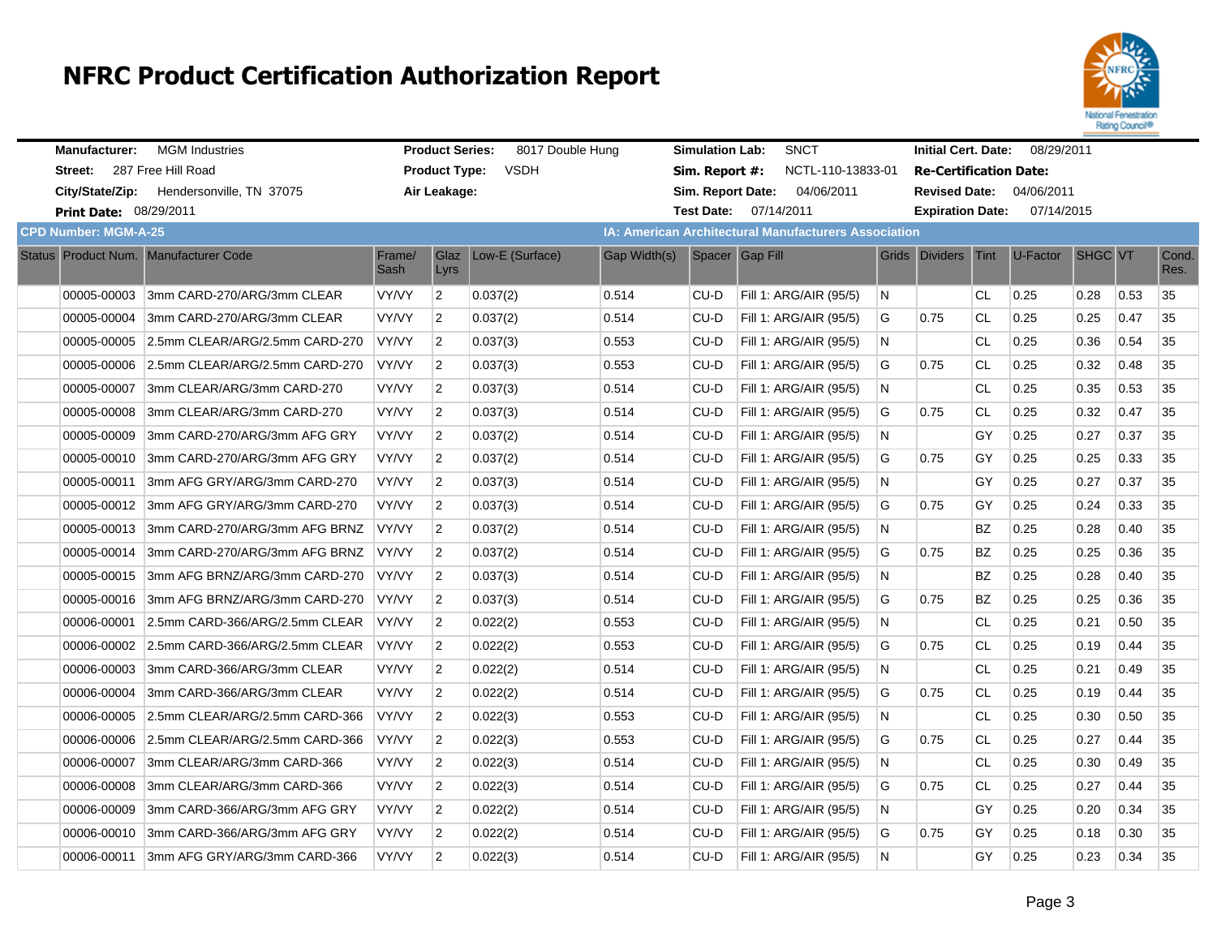# NFRC Product Certification Authorization Report

| | | | | | | | |
|---|---|---|---|---|---|---|---|
| **Manufacturer:** | MGM Industries | **Product Series:** | 8017 Double Hung | **Simulation Lab:** | SNCT | **Initial Cert. Date:** | 08/29/2011 |
| **Street:** | 287 Free Hill Road | **Product Type:** | VSDH | **Sim. Report #:** | NCTL-110-13833-01 | **Re-Certification Date:** | |
| **City/State/Zip:** | Hendersonville, TN 37075 | **Air Leakage:** | | **Sim. Report Date:** | 04/06/2011 | **Revised Date:** | 04/06/2011 |
| **Print Date:** | 08/29/2011 | | | **Test Date:** | 07/14/2011 | **Expiration Date:** | 07/14/2015 |

**CPD Number: MGM-A-25** | **IA: American Architectural Manufacturers Association**

| Status | Product Num. | Manufacturer Code | Frame/ Sash | Glaz Lyrs | Low-E (Surface) | Gap Width(s) | Spacer | Gap Fill | Grids | Dividers | Tint | U-Factor | SHGC | VT | Cond. Res. |
|---|---|---|---|---|---|---|---|---|---|---|---|---|---|---|---|
| | 00005-00003 | 3mm CARD-270/ARG/3mm CLEAR | VY/VY | 2 | 0.037(2) | 0.514 | CU-D | Fill 1: ARG/AIR (95/5) | N | | CL | 0.25 | 0.28 | 0.53 | 35 |
| | 00005-00004 | 3mm CARD-270/ARG/3mm CLEAR | VY/VY | 2 | 0.037(2) | 0.514 | CU-D | Fill 1: ARG/AIR (95/5) | G | 0.75 | CL | 0.25 | 0.25 | 0.47 | 35 |
| | 00005-00005 | 2.5mm CLEAR/ARG/2.5mm CARD-270 | VY/VY | 2 | 0.037(3) | 0.553 | CU-D | Fill 1: ARG/AIR (95/5) | N | | CL | 0.25 | 0.36 | 0.54 | 35 |
| | 00005-00006 | 2.5mm CLEAR/ARG/2.5mm CARD-270 | VY/VY | 2 | 0.037(3) | 0.553 | CU-D | Fill 1: ARG/AIR (95/5) | G | 0.75 | CL | 0.25 | 0.32 | 0.48 | 35 |
| | 00005-00007 | 3mm CLEAR/ARG/3mm CARD-270 | VY/VY | 2 | 0.037(3) | 0.514 | CU-D | Fill 1: ARG/AIR (95/5) | N | | CL | 0.25 | 0.35 | 0.53 | 35 |
| | 00005-00008 | 3mm CLEAR/ARG/3mm CARD-270 | VY/VY | 2 | 0.037(3) | 0.514 | CU-D | Fill 1: ARG/AIR (95/5) | G | 0.75 | CL | 0.25 | 0.32 | 0.47 | 35 |
| | 00005-00009 | 3mm CARD-270/ARG/3mm AFG GRY | VY/VY | 2 | 0.037(2) | 0.514 | CU-D | Fill 1: ARG/AIR (95/5) | N | | GY | 0.25 | 0.27 | 0.37 | 35 |
| | 00005-00010 | 3mm CARD-270/ARG/3mm AFG GRY | VY/VY | 2 | 0.037(2) | 0.514 | CU-D | Fill 1: ARG/AIR (95/5) | G | 0.75 | GY | 0.25 | 0.25 | 0.33 | 35 |
| | 00005-00011 | 3mm AFG GRY/ARG/3mm CARD-270 | VY/VY | 2 | 0.037(3) | 0.514 | CU-D | Fill 1: ARG/AIR (95/5) | N | | GY | 0.25 | 0.27 | 0.37 | 35 |
| | 00005-00012 | 3mm AFG GRY/ARG/3mm CARD-270 | VY/VY | 2 | 0.037(3) | 0.514 | CU-D | Fill 1: ARG/AIR (95/5) | G | 0.75 | GY | 0.25 | 0.24 | 0.33 | 35 |
| | 00005-00013 | 3mm CARD-270/ARG/3mm AFG BRNZ | VY/VY | 2 | 0.037(2) | 0.514 | CU-D | Fill 1: ARG/AIR (95/5) | N | | BZ | 0.25 | 0.28 | 0.40 | 35 |
| | 00005-00014 | 3mm CARD-270/ARG/3mm AFG BRNZ | VY/VY | 2 | 0.037(2) | 0.514 | CU-D | Fill 1: ARG/AIR (95/5) | G | 0.75 | BZ | 0.25 | 0.25 | 0.36 | 35 |
| | 00005-00015 | 3mm AFG BRNZ/ARG/3mm CARD-270 | VY/VY | 2 | 0.037(3) | 0.514 | CU-D | Fill 1: ARG/AIR (95/5) | N | | BZ | 0.25 | 0.28 | 0.40 | 35 |
| | 00005-00016 | 3mm AFG BRNZ/ARG/3mm CARD-270 | VY/VY | 2 | 0.037(3) | 0.514 | CU-D | Fill 1: ARG/AIR (95/5) | G | 0.75 | BZ | 0.25 | 0.25 | 0.36 | 35 |
| | 00006-00001 | 2.5mm CARD-366/ARG/2.5mm CLEAR | VY/VY | 2 | 0.022(2) | 0.553 | CU-D | Fill 1: ARG/AIR (95/5) | N | | CL | 0.25 | 0.21 | 0.50 | 35 |
| | 00006-00002 | 2.5mm CARD-366/ARG/2.5mm CLEAR | VY/VY | 2 | 0.022(2) | 0.553 | CU-D | Fill 1: ARG/AIR (95/5) | G | 0.75 | CL | 0.25 | 0.19 | 0.44 | 35 |
| | 00006-00003 | 3mm CARD-366/ARG/3mm CLEAR | VY/VY | 2 | 0.022(2) | 0.514 | CU-D | Fill 1: ARG/AIR (95/5) | N | | CL | 0.25 | 0.21 | 0.49 | 35 |
| | 00006-00004 | 3mm CARD-366/ARG/3mm CLEAR | VY/VY | 2 | 0.022(2) | 0.514 | CU-D | Fill 1: ARG/AIR (95/5) | G | 0.75 | CL | 0.25 | 0.19 | 0.44 | 35 |
| | 00006-00005 | 2.5mm CLEAR/ARG/2.5mm CARD-366 | VY/VY | 2 | 0.022(3) | 0.553 | CU-D | Fill 1: ARG/AIR (95/5) | N | | CL | 0.25 | 0.30 | 0.50 | 35 |
| | 00006-00006 | 2.5mm CLEAR/ARG/2.5mm CARD-366 | VY/VY | 2 | 0.022(3) | 0.553 | CU-D | Fill 1: ARG/AIR (95/5) | G | 0.75 | CL | 0.25 | 0.27 | 0.44 | 35 |
| | 00006-00007 | 3mm CLEAR/ARG/3mm CARD-366 | VY/VY | 2 | 0.022(3) | 0.514 | CU-D | Fill 1: ARG/AIR (95/5) | N | | CL | 0.25 | 0.30 | 0.49 | 35 |
| | 00006-00008 | 3mm CLEAR/ARG/3mm CARD-366 | VY/VY | 2 | 0.022(3) | 0.514 | CU-D | Fill 1: ARG/AIR (95/5) | G | 0.75 | CL | 0.25 | 0.27 | 0.44 | 35 |
| | 00006-00009 | 3mm CARD-366/ARG/3mm AFG GRY | VY/VY | 2 | 0.022(2) | 0.514 | CU-D | Fill 1: ARG/AIR (95/5) | N | | GY | 0.25 | 0.20 | 0.34 | 35 |
| | 00006-00010 | 3mm CARD-366/ARG/3mm AFG GRY | VY/VY | 2 | 0.022(2) | 0.514 | CU-D | Fill 1: ARG/AIR (95/5) | G | 0.75 | GY | 0.25 | 0.18 | 0.30 | 35 |
| | 00006-00011 | 3mm AFG GRY/ARG/3mm CARD-366 | VY/VY | 2 | 0.022(3) | 0.514 | CU-D | Fill 1: ARG/AIR (95/5) | N | | GY | 0.25 | 0.23 | 0.34 | 35 |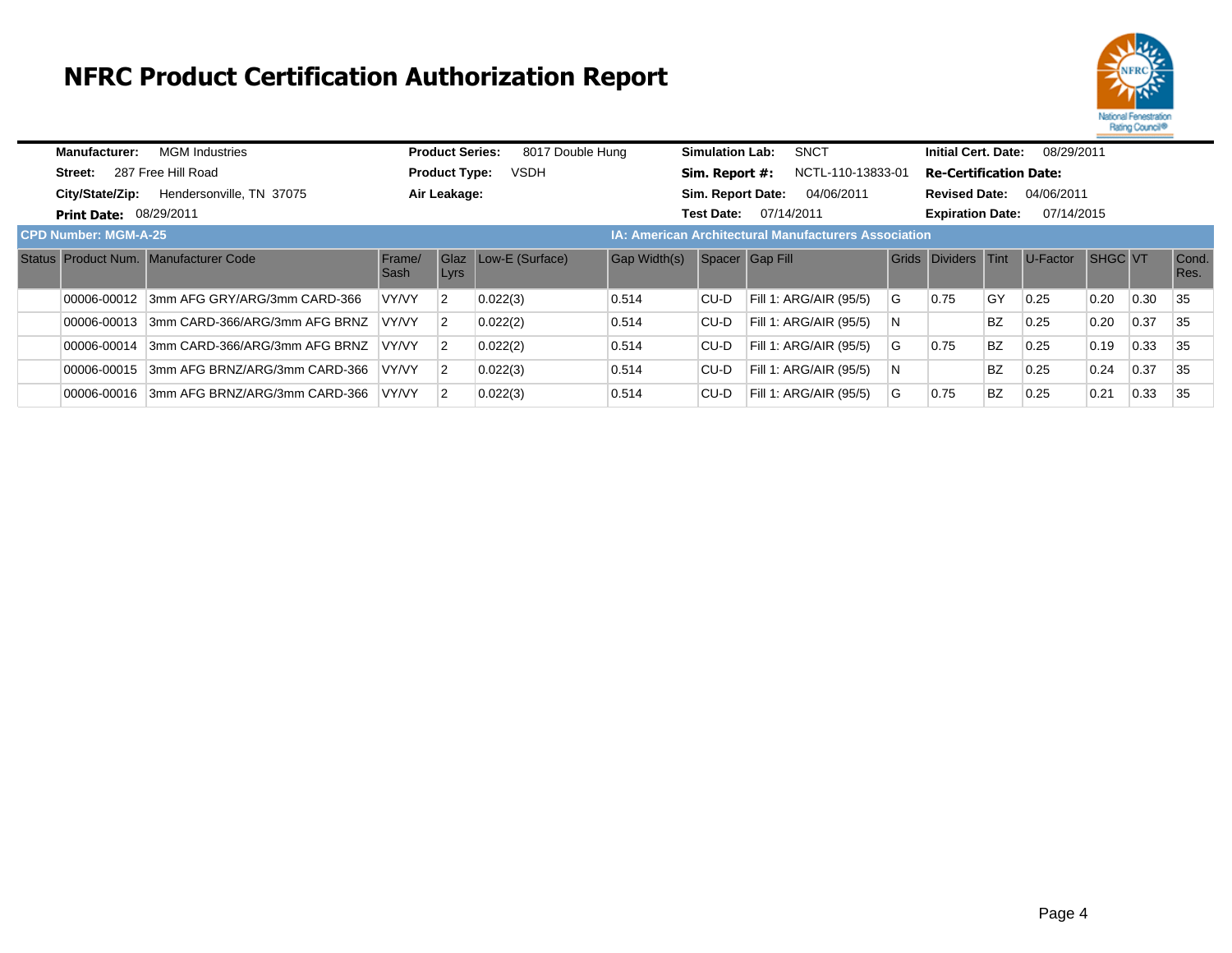# NFRC Product Certification Authorization Report

**Manufacturer:** MGM Industries
**Street:** 287 Free Hill Road
**City/State/Zip:** Hendersonville, TN 37075
**Print Date:** 08/29/2011

**Product Series:** 8017 Double Hung
**Product Type:** VSDH
**Air Leakage:**

**Simulation Lab:** SNCT
**Sim. Report #:** NCTL-110-13833-01
**Sim. Report Date:** 04/06/2011
**Test Date:** 07/14/2011

**Initial Cert. Date:** 08/29/2011
**Re-Certification Date:**
**Revised Date:** 04/06/2011
**Expiration Date:** 07/14/2015

**CPD Number: MGM-A-25**

**IA: American Architectural Manufacturers Association**

| Status | Product Num. | Manufacturer Code | Frame/ Sash | Glaz Lyrs | Low-E (Surface) | Gap Width(s) | Spacer | Gap Fill | Grids | Dividers | Tint | U-Factor | SHGC | VT | Cond. Res. |
|---|---|---|---|---|---|---|---|---|---|---|---|---|---|---|---|
| | 00006-00012 | 3mm AFG GRY/ARG/3mm CARD-366 | VY/VY | 2 | 0.022(3) | 0.514 | CU-D | Fill 1: ARG/AIR (95/5) | G | 0.75 | GY | 0.25 | 0.20 | 0.30 | 35 |
| | 00006-00013 | 3mm CARD-366/ARG/3mm AFG BRNZ | VY/VY | 2 | 0.022(2) | 0.514 | CU-D | Fill 1: ARG/AIR (95/5) | N | | BZ | 0.25 | 0.20 | 0.37 | 35 |
| | 00006-00014 | 3mm CARD-366/ARG/3mm AFG BRNZ | VY/VY | 2 | 0.022(2) | 0.514 | CU-D | Fill 1: ARG/AIR (95/5) | G | 0.75 | BZ | 0.25 | 0.19 | 0.33 | 35 |
| | 00006-00015 | 3mm AFG BRNZ/ARG/3mm CARD-366 | VY/VY | 2 | 0.022(3) | 0.514 | CU-D | Fill 1: ARG/AIR (95/5) | N | | BZ | 0.25 | 0.24 | 0.37 | 35 |
| | 00006-00016 | 3mm AFG BRNZ/ARG/3mm CARD-366 | VY/VY | 2 | 0.022(3) | 0.514 | CU-D | Fill 1: ARG/AIR (95/5) | G | 0.75 | BZ | 0.25 | 0.21 | 0.33 | 35 |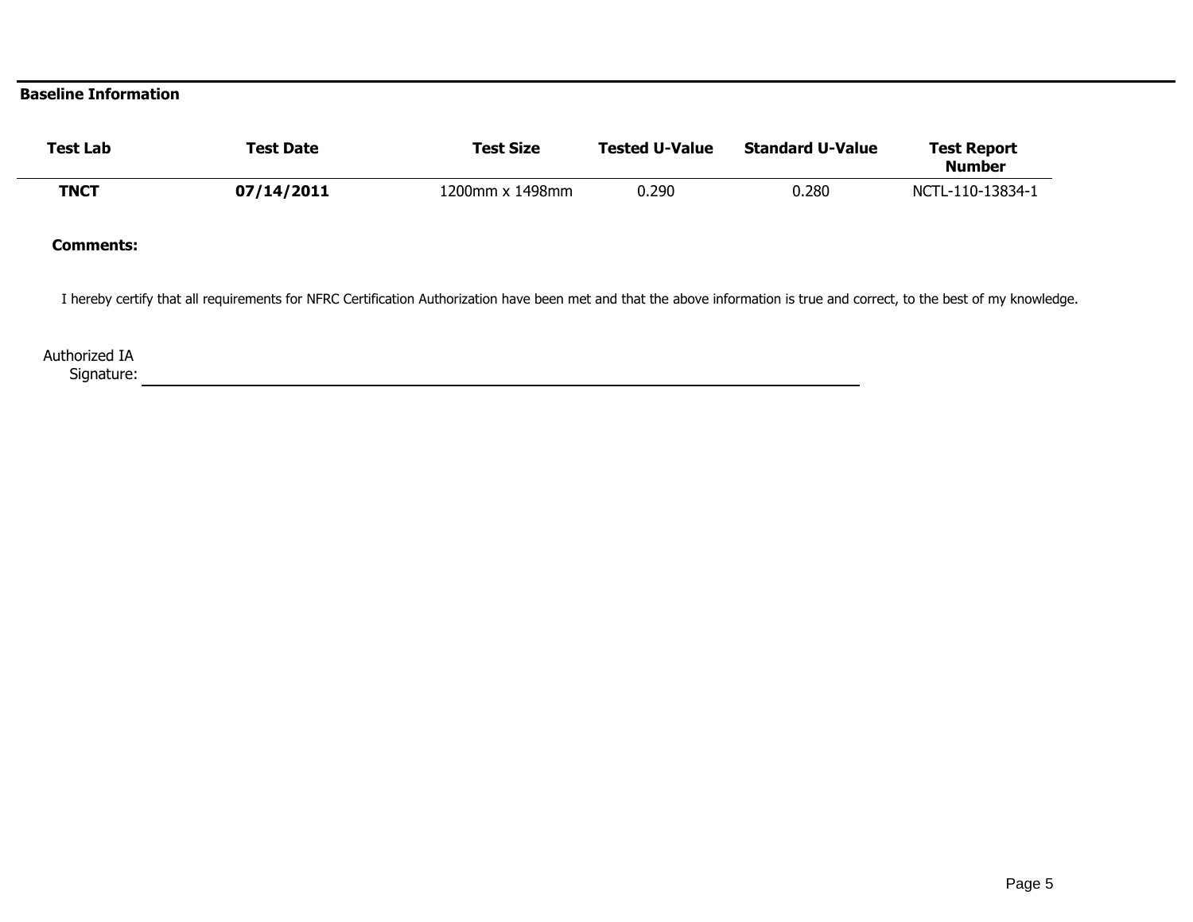**Baseline Information**

| Test Lab | Test Date | Test Size | Tested U-Value | Standard U-Value | Test Report Number |
|---|---|---|---|---|---|
| **TNCT** | **07/14/2011** | 1200mm x 1498mm | 0.290 | 0.280 | NCTL-110-13834-1 |

**Comments:**

I hereby certify that all requirements for NFRC Certification Authorization have been met and that the above information is true and correct, to the best of my knowledge.

Authorized IA Signature: ______________________________